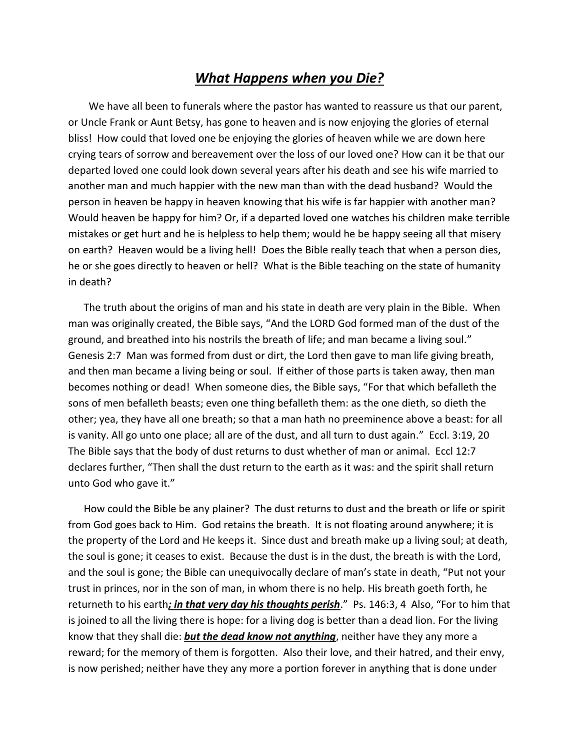# ***What Happens when you Die?***

We have all been to funerals where the pastor has wanted to reassure us that our parent, or Uncle Frank or Aunt Betsy, has gone to heaven and is now enjoying the glories of eternal bliss! How could that loved one be enjoying the glories of heaven while we are down here crying tears of sorrow and bereavement over the loss of our loved one? How can it be that our departed loved one could look down several years after his death and see his wife married to another man and much happier with the new man than with the dead husband? Would the person in heaven be happy in heaven knowing that his wife is far happier with another man? Would heaven be happy for him? Or, if a departed loved one watches his children make terrible mistakes or get hurt and he is helpless to help them; would he be happy seeing all that misery on earth? Heaven would be a living hell! Does the Bible really teach that when a person dies, he or she goes directly to heaven or hell? What is the Bible teaching on the state of humanity in death?

The truth about the origins of man and his state in death are very plain in the Bible. When man was originally created, the Bible says, "And the LORD God formed man of the dust of the ground, and breathed into his nostrils the breath of life; and man became a living soul." Genesis 2:7 Man was formed from dust or dirt, the Lord then gave to man life giving breath, and then man became a living being or soul. If either of those parts is taken away, then man becomes nothing or dead! When someone dies, the Bible says, "For that which befalleth the sons of men befalleth beasts; even one thing befalleth them: as the one dieth, so dieth the other; yea, they have all one breath; so that a man hath no preeminence above a beast: for all is vanity. All go unto one place; all are of the dust, and all turn to dust again." Eccl. 3:19, 20 The Bible says that the body of dust returns to dust whether of man or animal. Eccl 12:7 declares further, "Then shall the dust return to the earth as it was: and the spirit shall return unto God who gave it."

How could the Bible be any plainer? The dust returns to dust and the breath or life or spirit from God goes back to Him. God retains the breath. It is not floating around anywhere; it is the property of the Lord and He keeps it. Since dust and breath make up a living soul; at death, the soul is gone; it ceases to exist. Because the dust is in the dust, the breath is with the Lord, and the soul is gone; the Bible can unequivocally declare of man's state in death, "Put not your trust in princes, nor in the son of man, in whom there is no help. His breath goeth forth, he returneth to his earth***; in that very day his thoughts perish***." Ps. 146:3, 4 Also, "For to him that is joined to all the living there is hope: for a living dog is better than a dead lion. For the living know that they shall die: ***but the dead know not anything***, neither have they any more a reward; for the memory of them is forgotten. Also their love, and their hatred, and their envy, is now perished; neither have they any more a portion forever in anything that is done under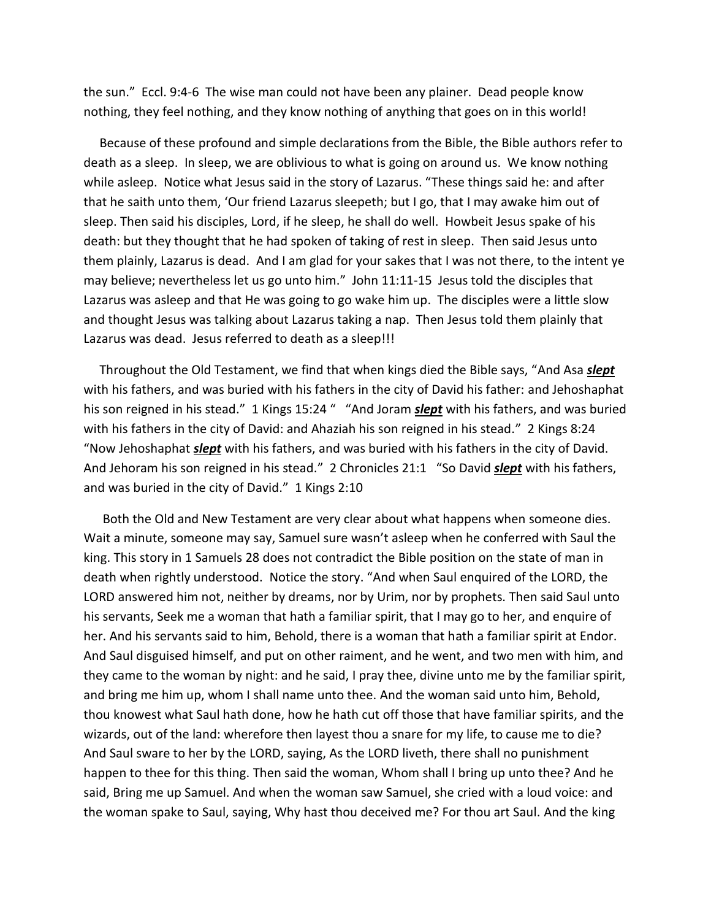the sun." Eccl. 9:4-6 The wise man could not have been any plainer. Dead people know nothing, they feel nothing, and they know nothing of anything that goes on in this world!

Because of these profound and simple declarations from the Bible, the Bible authors refer to death as a sleep. In sleep, we are oblivious to what is going on around us. We know nothing while asleep. Notice what Jesus said in the story of Lazarus. "These things said he: and after that he saith unto them, 'Our friend Lazarus sleepeth; but I go, that I may awake him out of sleep. Then said his disciples, Lord, if he sleep, he shall do well. Howbeit Jesus spake of his death: but they thought that he had spoken of taking of rest in sleep. Then said Jesus unto them plainly, Lazarus is dead. And I am glad for your sakes that I was not there, to the intent ye may believe; nevertheless let us go unto him." John 11:11-15 Jesus told the disciples that Lazarus was asleep and that He was going to go wake him up. The disciples were a little slow and thought Jesus was talking about Lazarus taking a nap. Then Jesus told them plainly that Lazarus was dead. Jesus referred to death as a sleep!!!

Throughout the Old Testament, we find that when kings died the Bible says, "And Asa ***slept*** with his fathers, and was buried with his fathers in the city of David his father: and Jehoshaphat his son reigned in his stead." 1 Kings 15:24 " "And Joram ***slept*** with his fathers, and was buried with his fathers in the city of David: and Ahaziah his son reigned in his stead." 2 Kings 8:24 "Now Jehoshaphat ***slept*** with his fathers, and was buried with his fathers in the city of David. And Jehoram his son reigned in his stead." 2 Chronicles 21:1 "So David ***slept*** with his fathers, and was buried in the city of David." 1 Kings 2:10

Both the Old and New Testament are very clear about what happens when someone dies. Wait a minute, someone may say, Samuel sure wasn't asleep when he conferred with Saul the king. This story in 1 Samuels 28 does not contradict the Bible position on the state of man in death when rightly understood. Notice the story. "And when Saul enquired of the LORD, the LORD answered him not, neither by dreams, nor by Urim, nor by prophets. Then said Saul unto his servants, Seek me a woman that hath a familiar spirit, that I may go to her, and enquire of her. And his servants said to him, Behold, there is a woman that hath a familiar spirit at Endor. And Saul disguised himself, and put on other raiment, and he went, and two men with him, and they came to the woman by night: and he said, I pray thee, divine unto me by the familiar spirit, and bring me him up, whom I shall name unto thee. And the woman said unto him, Behold, thou knowest what Saul hath done, how he hath cut off those that have familiar spirits, and the wizards, out of the land: wherefore then layest thou a snare for my life, to cause me to die? And Saul sware to her by the LORD, saying, As the LORD liveth, there shall no punishment happen to thee for this thing. Then said the woman, Whom shall I bring up unto thee? And he said, Bring me up Samuel. And when the woman saw Samuel, she cried with a loud voice: and the woman spake to Saul, saying, Why hast thou deceived me? For thou art Saul. And the king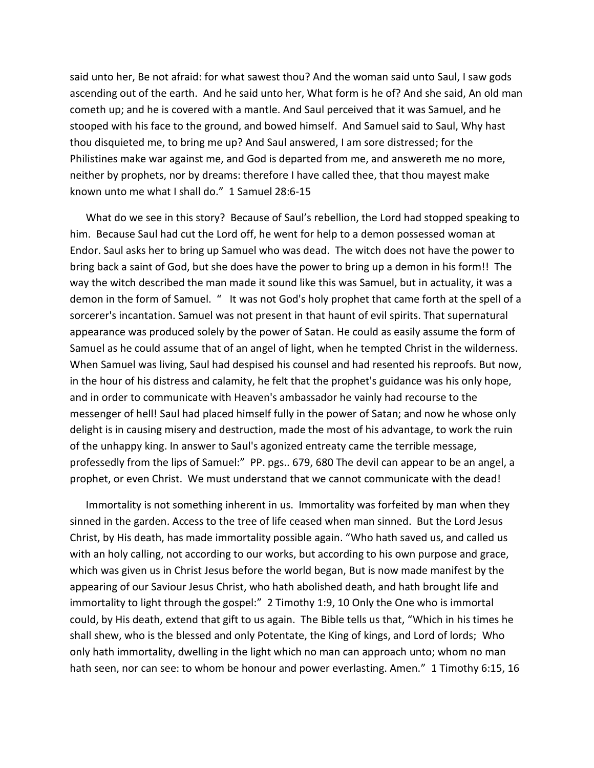said unto her, Be not afraid: for what sawest thou? And the woman said unto Saul, I saw gods ascending out of the earth. And he said unto her, What form is he of? And she said, An old man cometh up; and he is covered with a mantle. And Saul perceived that it was Samuel, and he stooped with his face to the ground, and bowed himself. And Samuel said to Saul, Why hast thou disquieted me, to bring me up? And Saul answered, I am sore distressed; for the Philistines make war against me, and God is departed from me, and answereth me no more, neither by prophets, nor by dreams: therefore I have called thee, that thou mayest make known unto me what I shall do." 1 Samuel 28:6-15

What do we see in this story? Because of Saul's rebellion, the Lord had stopped speaking to him. Because Saul had cut the Lord off, he went for help to a demon possessed woman at Endor. Saul asks her to bring up Samuel who was dead. The witch does not have the power to bring back a saint of God, but she does have the power to bring up a demon in his form!! The way the witch described the man made it sound like this was Samuel, but in actuality, it was a demon in the form of Samuel. " It was not God's holy prophet that came forth at the spell of a sorcerer's incantation. Samuel was not present in that haunt of evil spirits. That supernatural appearance was produced solely by the power of Satan. He could as easily assume the form of Samuel as he could assume that of an angel of light, when he tempted Christ in the wilderness. When Samuel was living, Saul had despised his counsel and had resented his reproofs. But now, in the hour of his distress and calamity, he felt that the prophet's guidance was his only hope, and in order to communicate with Heaven's ambassador he vainly had recourse to the messenger of hell! Saul had placed himself fully in the power of Satan; and now he whose only delight is in causing misery and destruction, made the most of his advantage, to work the ruin of the unhappy king. In answer to Saul's agonized entreaty came the terrible message, professedly from the lips of Samuel:" PP. pgs.. 679, 680 The devil can appear to be an angel, a prophet, or even Christ. We must understand that we cannot communicate with the dead!

Immortality is not something inherent in us. Immortality was forfeited by man when they sinned in the garden. Access to the tree of life ceased when man sinned. But the Lord Jesus Christ, by His death, has made immortality possible again. "Who hath saved us, and called us with an holy calling, not according to our works, but according to his own purpose and grace, which was given us in Christ Jesus before the world began, But is now made manifest by the appearing of our Saviour Jesus Christ, who hath abolished death, and hath brought life and immortality to light through the gospel:" 2 Timothy 1:9, 10 Only the One who is immortal could, by His death, extend that gift to us again. The Bible tells us that, "Which in his times he shall shew, who is the blessed and only Potentate, the King of kings, and Lord of lords; Who only hath immortality, dwelling in the light which no man can approach unto; whom no man hath seen, nor can see: to whom be honour and power everlasting. Amen." 1 Timothy 6:15, 16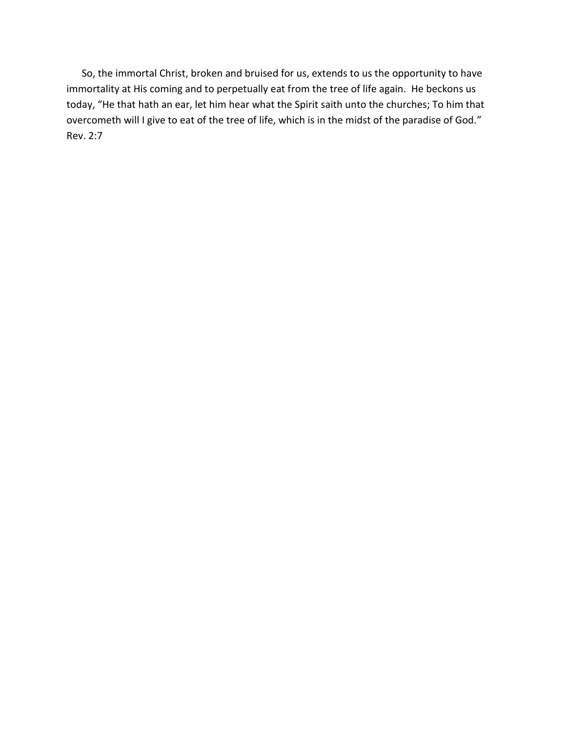So, the immortal Christ, broken and bruised for us, extends to us the opportunity to have immortality at His coming and to perpetually eat from the tree of life again.  He beckons us today, "He that hath an ear, let him hear what the Spirit saith unto the churches; To him that overcometh will I give to eat of the tree of life, which is in the midst of the paradise of God." Rev. 2:7